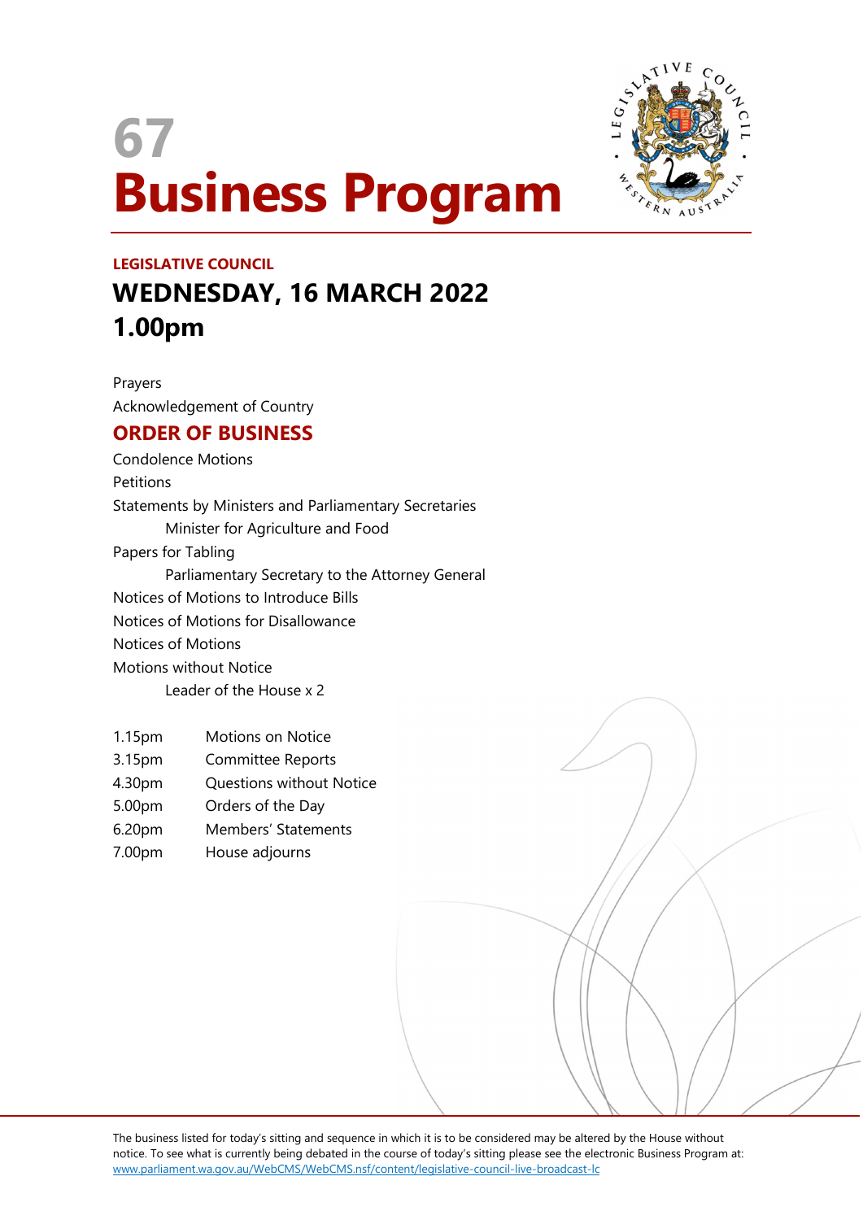# 67 Business Program

**LEGISLATIVE COUNCIL**

## WEDNESDAY, 16 MARCH 2022
## 1.00pm

Prayers

Acknowledgement of Country

## ORDER OF BUSINESS

Condolence Motions

Petitions

Statements by Ministers and Parliamentary Secretaries

  Minister for Agriculture and Food

Papers for Tabling

  Parliamentary Secretary to the Attorney General

Notices of Motions to Introduce Bills

Notices of Motions for Disallowance

Notices of Motions

Motions without Notice

  Leader of the House x 2

| | |
|---|---|
| 1.15pm | Motions on Notice |
| 3.15pm | Committee Reports |
| 4.30pm | Questions without Notice |
| 5.00pm | Orders of the Day |
| 6.20pm | Members' Statements |
| 7.00pm | House adjourns |

The business listed for today's sitting and sequence in which it is to be considered may be altered by the House without notice. To see what is currently being debated in the course of today's sitting please see the electronic Business Program at: www.parliament.wa.gov.au/WebCMS/WebCMS.nsf/content/legislative-council-live-broadcast-lc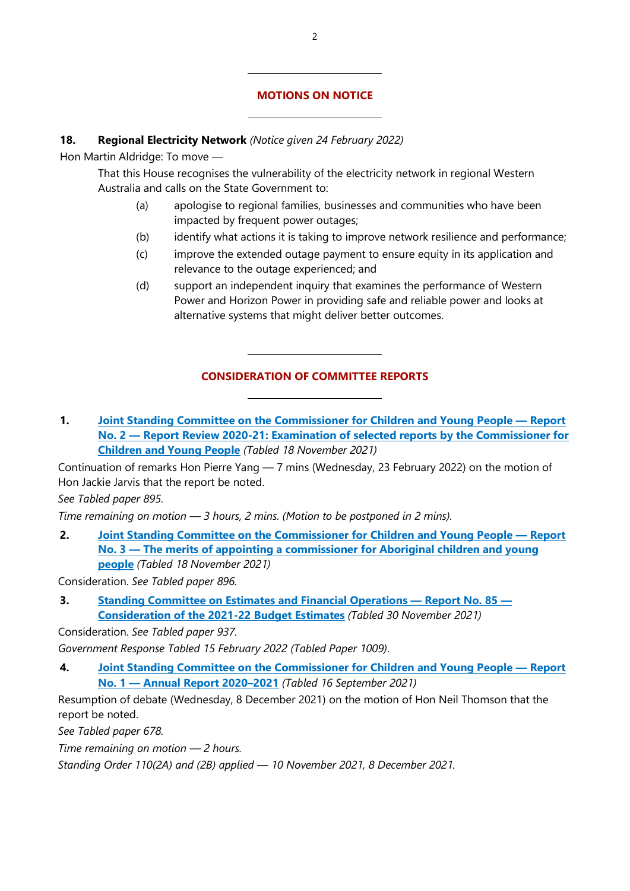## MOTIONS ON NOTICE

**18. Regional Electricity Network** *(Notice given 24 February 2022)*

Hon Martin Aldridge: To move —

That this House recognises the vulnerability of the electricity network in regional Western Australia and calls on the State Government to:

(a) apologise to regional families, businesses and communities who have been impacted by frequent power outages;

(b) identify what actions it is taking to improve network resilience and performance;

(c) improve the extended outage payment to ensure equity in its application and relevance to the outage experienced; and

(d) support an independent inquiry that examines the performance of Western Power and Horizon Power in providing safe and reliable power and looks at alternative systems that might deliver better outcomes.

## CONSIDERATION OF COMMITTEE REPORTS

**1. Joint Standing Committee on the Commissioner for Children and Young People — Report No. 2 — Report Review 2020-21: Examination of selected reports by the Commissioner for Children and Young People** *(Tabled 18 November 2021)*

Continuation of remarks Hon Pierre Yang — 7 mins (Wednesday, 23 February 2022) on the motion of Hon Jackie Jarvis that the report be noted.

*See Tabled paper 895.*

*Time remaining on motion — 3 hours, 2 mins. (Motion to be postponed in 2 mins).*

**2. Joint Standing Committee on the Commissioner for Children and Young People — Report No. 3 — The merits of appointing a commissioner for Aboriginal children and young people** *(Tabled 18 November 2021)*

Consideration. *See Tabled paper 896.*

**3. Standing Committee on Estimates and Financial Operations — Report No. 85 — Consideration of the 2021-22 Budget Estimates** *(Tabled 30 November 2021)*

Consideration. *See Tabled paper 937.*

*Government Response Tabled 15 February 2022 (Tabled Paper 1009).*

**4. Joint Standing Committee on the Commissioner for Children and Young People — Report No. 1 — Annual Report 2020–2021** *(Tabled 16 September 2021)*

Resumption of debate (Wednesday, 8 December 2021) on the motion of Hon Neil Thomson that the report be noted.

*See Tabled paper 678.*

*Time remaining on motion — 2 hours.*

*Standing Order 110(2A) and (2B) applied — 10 November 2021, 8 December 2021.*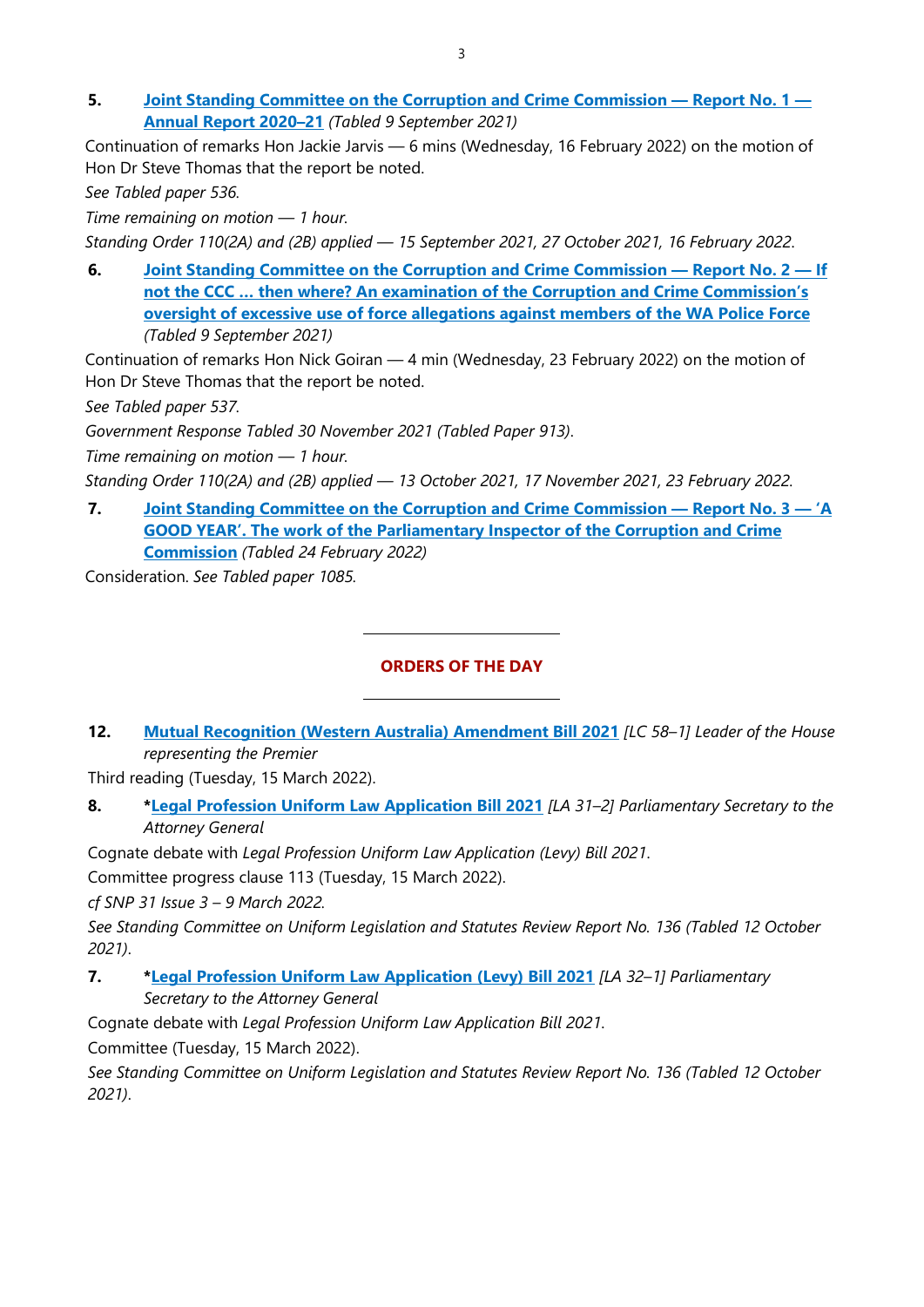**5.** **Joint Standing Committee on the Corruption and Crime Commission — Report No. 1 — Annual Report 2020–21** *(Tabled 9 September 2021)*

Continuation of remarks Hon Jackie Jarvis — 6 mins (Wednesday, 16 February 2022) on the motion of Hon Dr Steve Thomas that the report be noted.

*See Tabled paper 536.*

*Time remaining on motion — 1 hour.*

*Standing Order 110(2A) and (2B) applied — 15 September 2021, 27 October 2021, 16 February 2022.*

**6.** **Joint Standing Committee on the Corruption and Crime Commission — Report No. 2 — If not the CCC … then where? An examination of the Corruption and Crime Commission's oversight of excessive use of force allegations against members of the WA Police Force** *(Tabled 9 September 2021)*

Continuation of remarks Hon Nick Goiran — 4 min (Wednesday, 23 February 2022) on the motion of Hon Dr Steve Thomas that the report be noted.

*See Tabled paper 537.*

*Government Response Tabled 30 November 2021 (Tabled Paper 913).*

*Time remaining on motion — 1 hour.*

*Standing Order 110(2A) and (2B) applied — 13 October 2021, 17 November 2021, 23 February 2022.*

**7.** **Joint Standing Committee on the Corruption and Crime Commission — Report No. 3 — 'A GOOD YEAR'. The work of the Parliamentary Inspector of the Corruption and Crime Commission** *(Tabled 24 February 2022)*

Consideration. *See Tabled paper 1085.*

---

## ORDERS OF THE DAY

---

**12.** **Mutual Recognition (Western Australia) Amendment Bill 2021** *[LC 58–1] Leader of the House representing the Premier*

Third reading (Tuesday, 15 March 2022).

**8.** **\*Legal Profession Uniform Law Application Bill 2021** *[LA 31–2] Parliamentary Secretary to the Attorney General*

Cognate debate with *Legal Profession Uniform Law Application (Levy) Bill 2021*.

Committee progress clause 113 (Tuesday, 15 March 2022).

*cf SNP 31 Issue 3 – 9 March 2022.*

*See Standing Committee on Uniform Legislation and Statutes Review Report No. 136 (Tabled 12 October 2021).*

**7.** **\*Legal Profession Uniform Law Application (Levy) Bill 2021** *[LA 32–1] Parliamentary Secretary to the Attorney General*

Cognate debate with *Legal Profession Uniform Law Application Bill 2021*.

Committee (Tuesday, 15 March 2022).

*See Standing Committee on Uniform Legislation and Statutes Review Report No. 136 (Tabled 12 October 2021).*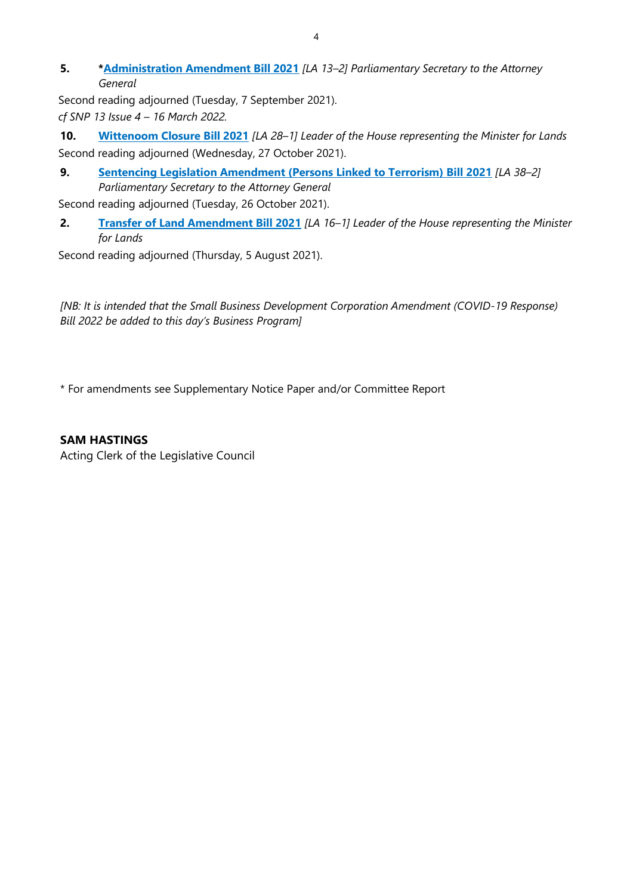**5.** ***Administration Amendment Bill 2021*** *[LA 13–2] Parliamentary Secretary to the Attorney General*

Second reading adjourned (Tuesday, 7 September 2021).

*cf SNP 13 Issue 4 – 16 March 2022.*

**10.** **Wittenoom Closure Bill 2021** *[LA 28–1] Leader of the House representing the Minister for Lands*

Second reading adjourned (Wednesday, 27 October 2021).

**9.** **Sentencing Legislation Amendment (Persons Linked to Terrorism) Bill 2021** *[LA 38–2] Parliamentary Secretary to the Attorney General*

Second reading adjourned (Tuesday, 26 October 2021).

**2.** **Transfer of Land Amendment Bill 2021** *[LA 16–1] Leader of the House representing the Minister for Lands*

Second reading adjourned (Thursday, 5 August 2021).

*[NB: It is intended that the Small Business Development Corporation Amendment (COVID-19 Response) Bill 2022 be added to this day's Business Program]*

\* For amendments see Supplementary Notice Paper and/or Committee Report

**SAM HASTINGS**
Acting Clerk of the Legislative Council